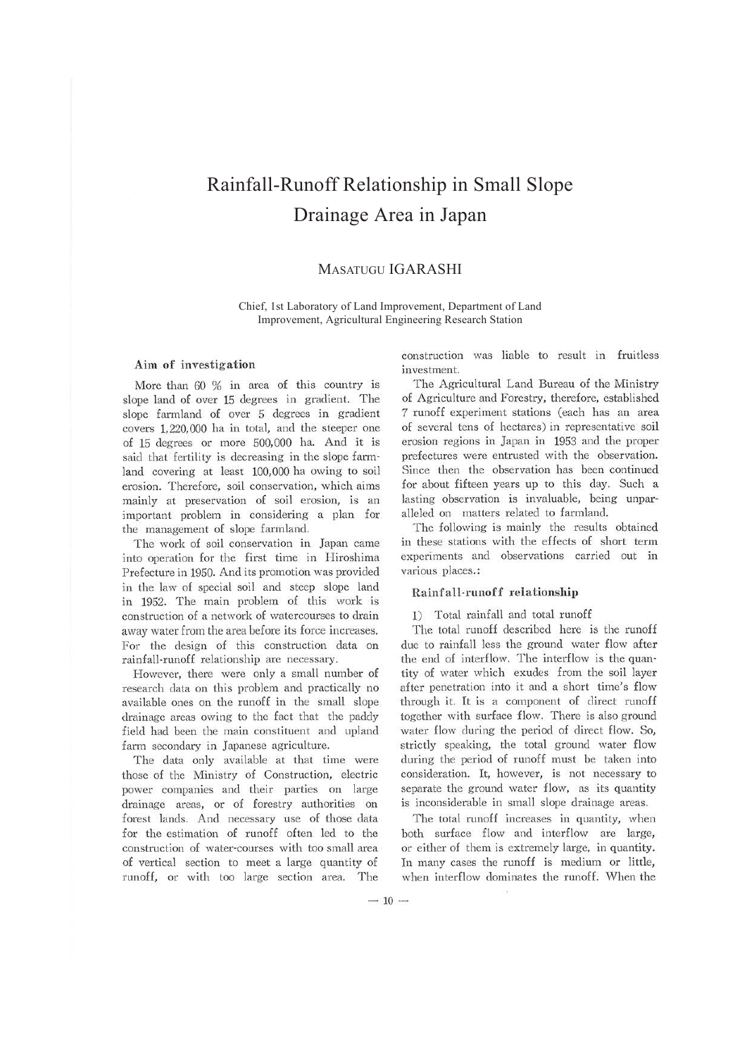# Rainfall-Runoff Relationship in Small Slope Drainage Area in Japan

MASATUGU IGARASHI

Chief, 1st Laboratory of Land Improvement, Department of Land Improvement, Agricultural Engineering Research Station

### Aim of investigation

More than 60 % in area of this country is slope land of over 15 degrees in gradient. The slope farmland of over 5 degrees in gradient covers 1,220,000 ha in total, and the steeper one of 15 degrees or more 500,000 ha. And it is said that fertility is decreasing in the slope farmland covering at least 100,000 ha owing to soil erosion. Therefore, soil conservation, which aims mainly at preservation of soil erosion, is an important problem in considering a plan for the management of slope farmland.

The work of soil conservation in Japan came into operation for the first time in Hiroshima Prefecture in 1950. And its promotion was provided in the law of special soil and steep slope land in 1952. The main problem of this work is construction of a network of watercourses to drain away water from the area before its force increases. For the design of this construction data on rainfall-runoff relationship are necessary.

However, there were only a small number of research data on this problem and practically no available ones on the runoff in the small slope drainage areas owing to the fact that the paddy field had been the main constituent and upland farm secondary in Japanese agriculture.

The data only available at that time were those of the Ministry of Construction, electric power companies and their parties on large drainage areas, or of forestry authorities on forest lands. And necessary use of those data for the estimation of runoff often led to the construction of water-courses with too small area of vertical section to meet a large quantity of runoff, or with too large section area. The construction was liable to result in fruitless investment.

The Agricultural Land Bureau of the Ministry of Agriculture and Forestry, therefore, established 7 runoff experiment stations (each has an area of several tens of hectares) in representative soil erosion regions in Japan in 1953 and the proper prefectures were entrusted with the observation. Since then the observation has been continued for about fifteen years up to this day. Such a lasting observation is invaluable, being unparalleled on matters related to farmland.

The following is mainly the results obtained in these stations with the effects of short term experiments and observations carried out in various places.:

### Rainfall-runoff relationship

1) Total rainfall and total runoff

The total runoff described here is the runoff due to rainfall less the ground water flow after the end of interflow. The interflow is the quantity of water which exudes from the soil layer after penetration into it and a short time's flow through it. It is a component of direct runoff together with surface flow. There is also ground water flow during the period of direct flow. So, strictly speaking, the total ground water flow during the period of runoff must be taken into consideration. It, however, is not necessary to separate the ground water flow, as its quantity is inconsiderable in small slope drainage areas.

The total runoff increases in quantity, when both surface flow and interflow are large, or either of them is extremely large, in quantity. In many cases the runoff is medium or little, when interflow dominates the runoff. When the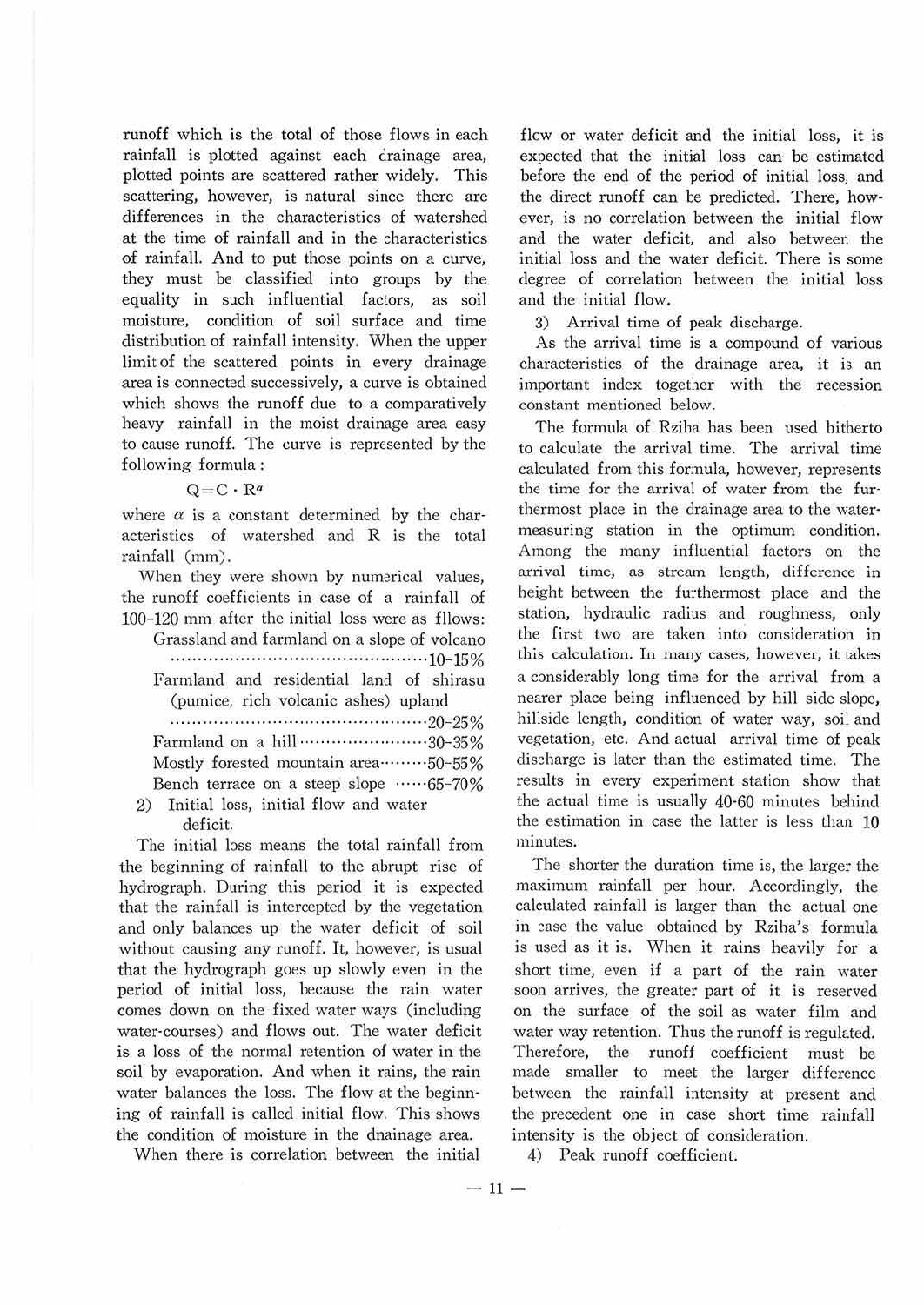runoff which is the total of those flows in each rainfall is plotted against each drainage area, plotted points are scattered rather widely. This scattering, however, is natural since there are differences in the characteristics of watershed at the time of rainfall and in the characteristics of rainfall. And to put those points on a curve, they must be classified into groups by the equality in such influential factors, as soil moisture, condition of soil surface and time distribution of rainfall intensity. When the upper limit of the scattered points in every drainage area is connected successively, a curve is obtained which shows the runoff due to a comparatively heavy rainfall in the moist drainage area easy to cause runoff. The curve is represented by the following formula :

$$Q = C \cdot R^{\alpha}$$

where $\alpha$ is a constant determined by the characteristics of watershed and R is the total rainfall (mm).

When they were shown by numerical values, the runoff coefficients in case of a rainfall of 100-120 mm after the initial loss were as fllows:

Grassland and farmland on a slope of volcano ……10-15%

Farmland and residential land of shirasu (pumice, rich volcanic ashes) upland ……20-25%

Farmland on a hill ……30-35%

Mostly forested mountain area……50-55%

Bench terrace on a steep slope ……65-70%

2) Initial loss, initial flow and water deficit.

The initial loss means the total rainfall from the beginning of rainfall to the abrupt rise of hydrograph. During this period it is expected that the rainfall is intercepted by the vegetation and only balances up the water deficit of soil without causing any runoff. It, however, is usual that the hydrograph goes up slowly even in the period of initial loss, because the rain water comes down on the fixed water ways (including water-courses) and flows out. The water deficit is a loss of the normal retention of water in the soil by evaporation. And when it rains, the rain water balances the loss. The flow at the beginning of rainfall is called initial flow. This shows the condition of moisture in the dnainage area.

When there is correlation between the initial flow or water deficit and the initial loss, it is expected that the initial loss can be estimated before the end of the period of initial loss, and the direct runoff can be predicted. There, however, is no correlation between the initial flow and the water deficit, and also between the initial loss and the water deficit. There is some degree of correlation between the initial loss and the initial flow.

3) Arrival time of peak discharge.

As the arrival time is a compound of various characteristics of the drainage area, it is an important index together with the recession constant mentioned below.

The formula of Rziha has been used hitherto to calculate the arrival time. The arrival time calculated from this formula, however, represents the time for the arrival of water from the furthermost place in the drainage area to the water-measuring station in the optimum condition. Among the many influential factors on the arrival time, as stream length, difference in height between the furthermost place and the station, hydraulic radius and roughness, only the first two are taken into consideration in this calculation. In many cases, however, it takes a considerably long time for the arrival from a nearer place being influenced by hill side slope, hillside length, condition of water way, soil and vegetation, etc. And actual arrival time of peak discharge is later than the estimated time. The results in every experiment station show that the actual time is usually 40-60 minutes behind the estimation in case the latter is less than 10 minutes.

The shorter the duration time is, the larger the maximum rainfall per hour. Accordingly, the calculated rainfall is larger than the actual one in case the value obtained by Rziha's formula is used as it is. When it rains heavily for a short time, even if a part of the rain water soon arrives, the greater part of it is reserved on the surface of the soil as water film and water way retention. Thus the runoff is regulated. Therefore, the runoff coefficient must be made smaller to meet the larger difference between the rainfall intensity at present and the precedent one in case short time rainfall intensity is the object of consideration.

4) Peak runoff coefficient.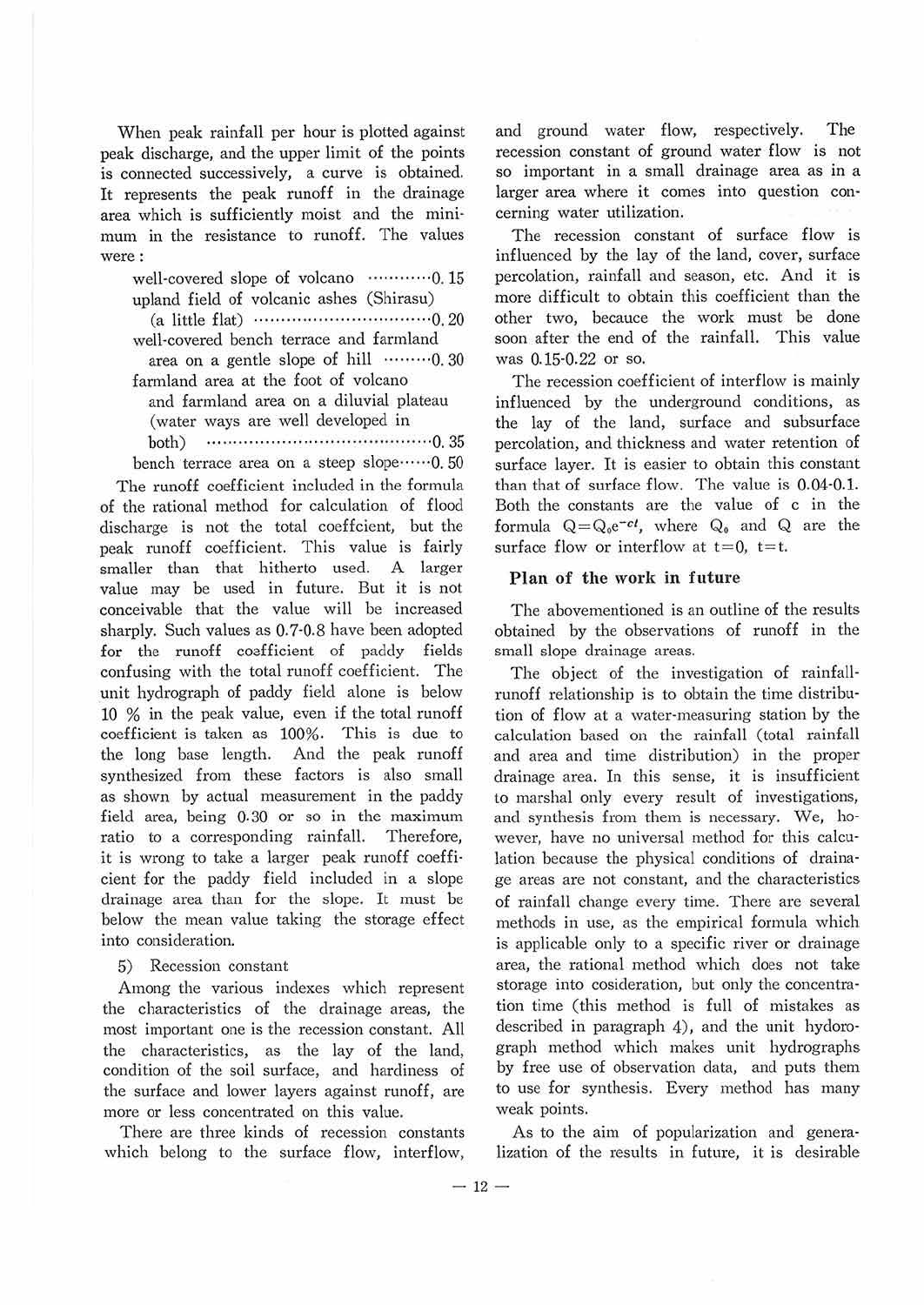When peak rainfall per hour is plotted against peak discharge, and the upper limit of the points is connected successively, a curve is obtained. It represents the peak runoff in the drainage area which is sufficiently moist and the minimum in the resistance to runoff. The values were :

well-covered slope of volcano ············0. 15
upland field of volcanic ashes (Shirasu) (a little flat) ································0. 20
well-covered bench terrace and farmland area on a gentle slope of hill ·········0. 30
farmland area at the foot of volcano and farmland area on a diluvial plateau (water ways are well developed in both) ·········································0. 35
bench terrace area on a steep slope······0. 50

The runoff coefficient included in the formula of the rational method for calculation of flood discharge is not the total coeffcient, but the peak runoff coefficient. This value is fairly smaller than that hitherto used. A larger value may be used in future. But it is not conceivable that the value will be increased sharply. Such values as 0.7-0.8 have been adopted for the runoff coefficient of paddy fields confusing with the total runoff coefficient. The unit hydrograph of paddy field alone is below 10 % in the peak value, even if the total runoff coefficient is taken as 100%. This is due to the long base length. And the peak runoff synthesized from these factors is also small as shown by actual measurement in the paddy field area, being 0.30 or so in the maximum ratio to a corresponding rainfall. Therefore, it is wrong to take a larger peak runoff coefficient for the paddy field included in a slope drainage area than for the slope. It must be below the mean value taking the storage effect into consideration.

5) Recession constant

Among the various indexes which represent the characteristics of the drainage areas, the most important one is the recession constant. All the characteristics, as the lay of the land, condition of the soil surface, and hardiness of the surface and lower layers against runoff, are more or less concentrated on this value.

There are three kinds of recession constants which belong to the surface flow, interflow, and ground water flow, respectively. The recession constant of ground water flow is not so important in a small drainage area as in a larger area where it comes into question concerning water utilization.

The recession constant of surface flow is influenced by the lay of the land, cover, surface percolation, rainfall and season, etc. And it is more difficult to obtain this coefficient than the other two, becauce the work must be done soon after the end of the rainfall. This value was 0.15-0.22 or so.

The recession coefficient of interflow is mainly influenced by the underground conditions, as the lay of the land, surface and subsurface percolation, and thickness and water retention of surface layer. It is easier to obtain this constant than that of surface flow. The value is 0.04-0.1. Both the constants are the value of c in the formula $Q=Q_0e^{-ct}$, where $Q_0$ and $Q$ are the surface flow or interflow at $t=0$, $t=t$.

## Plan of the work in future

The abovementioned is an outline of the results obtained by the observations of runoff in the small slope drainage areas.

The object of the investigation of rainfall-runoff relationship is to obtain the time distribution of flow at a water-measuring station by the calculation based on the rainfall (total rainfall and area and time distribution) in the proper drainage area. In this sense, it is insufficient to marshal only every result of investigations, and synthesis from them is necessary. We, however, have no universal method for this calculation because the physical conditions of drainage areas are not constant, and the characteristics of rainfall change every time. There are several methods in use, as the empirical formula which is applicable only to a specific river or drainage area, the rational method which does not take storage into cosideration, but only the concentration time (this method is full of mistakes as described in paragraph 4), and the unit hydorograph method which makes unit hydrographs by free use of observation data, and puts them to use for synthesis. Every method has many weak points.

As to the aim of popularization and generalization of the results in future, it is desirable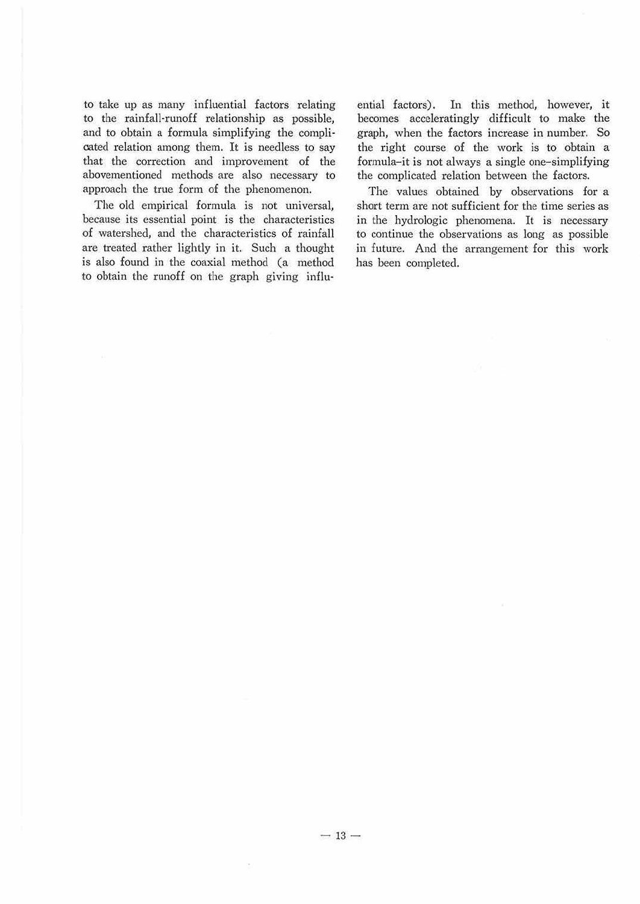to take up as many influential factors relating to the rainfall-runoff relationship as possible, and to obtain a formula simplifying the complicated relation among them. It is needless to say that the correction and improvement of the abovementioned methods are also necessary to approach the true form of the phenomenon.

The old empirical formula is not universal, because its essential point is the characteristics of watershed, and the characteristics of rainfall are treated rather lightly in it. Such a thought is also found in the coaxial method (a method to obtain the runoff on the graph giving influential factors). In this method, however, it becomes acceleratingly difficult to make the graph, when the factors increase in number. So the right course of the work is to obtain a formula–it is not always a single one–simplifying the complicated relation between the factors.

The values obtained by observations for a short term are not sufficient for the time series as in the hydrologic phenomena. It is necessary to continue the observations as long as possible in future. And the arrangement for this work has been completed.